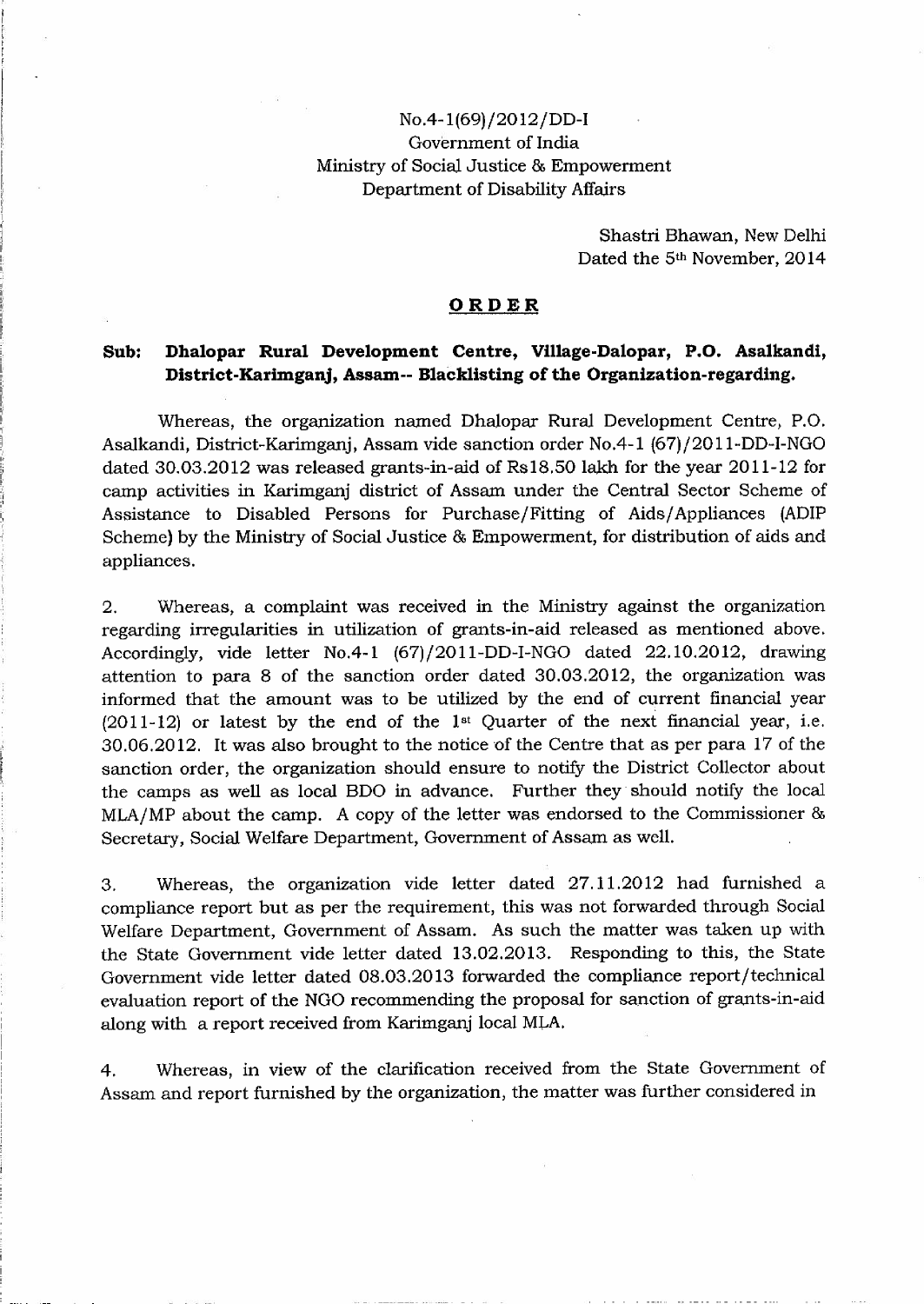No.4-1(69)/2012/DD-I
Government of India
Ministry of Social Justice & Empowerment
Department of Disability Affairs

Shastri Bhawan, New Delhi
Dated the 5th November, 2014

## ORDER

**Sub: Dhalopar Rural Development Centre, Village-Dalopar, P.O. Asalkandi, District-Karimganj, Assam-- Blacklisting of the Organization-regarding.**

Whereas, the organization named Dhalopar Rural Development Centre, P.O. Asalkandi, District-Karimganj, Assam vide sanction order No.4-1 (67)/2011-DD-I-NGO dated 30.03.2012 was released grants-in-aid of Rs18.50 lakh for the year 2011-12 for camp activities in Karimganj district of Assam under the Central Sector Scheme of Assistance to Disabled Persons for Purchase/Fitting of Aids/Appliances (ADIP Scheme) by the Ministry of Social Justice & Empowerment, for distribution of aids and appliances.

2. Whereas, a complaint was received in the Ministry against the organization regarding irregularities in utilization of grants-in-aid released as mentioned above. Accordingly, vide letter No.4-1 (67)/2011-DD-I-NGO dated 22.10.2012, drawing attention to para 8 of the sanction order dated 30.03.2012, the organization was informed that the amount was to be utilized by the end of current financial year (2011-12) or latest by the end of the 1st Quarter of the next financial year, i.e. 30.06.2012. It was also brought to the notice of the Centre that as per para 17 of the sanction order, the organization should ensure to notify the District Collector about the camps as well as local BDO in advance. Further they should notify the local MLA/MP about the camp. A copy of the letter was endorsed to the Commissioner & Secretary, Social Welfare Department, Government of Assam as well.

3. Whereas, the organization vide letter dated 27.11.2012 had furnished a compliance report but as per the requirement, this was not forwarded through Social Welfare Department, Government of Assam. As such the matter was taken up with the State Government vide letter dated 13.02.2013. Responding to this, the State Government vide letter dated 08.03.2013 forwarded the compliance report/technical evaluation report of the NGO recommending the proposal for sanction of grants-in-aid along with a report received from Karimganj local MLA.

4. Whereas, in view of the clarification received from the State Government of Assam and report furnished by the organization, the matter was further considered in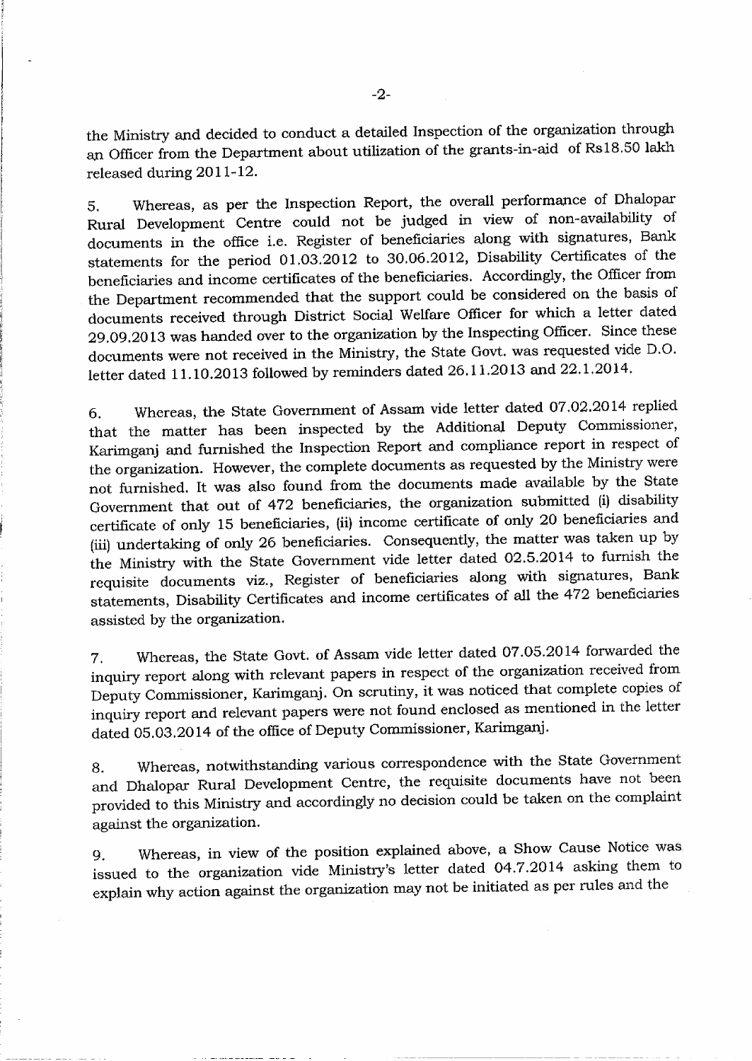the Ministry and decided to conduct a detailed Inspection of the organization through an Officer from the Department about utilization of the grants-in-aid of Rs18.50 lakh released during 2011-12.

5. Whereas, as per the Inspection Report, the overall performance of Dhalopar Rural Development Centre could not be judged in view of non-availability of documents in the office i.e. Register of beneficiaries along with signatures, Bank statements for the period 01.03.2012 to 30.06.2012, Disability Certificates of the beneficiaries and income certificates of the beneficiaries. Accordingly, the Officer from the Department recommended that the support could be considered on the basis of documents received through District Social Welfare Officer for which a letter dated 29.09.2013 was handed over to the organization by the Inspecting Officer. Since these documents were not received in the Ministry, the State Govt. was requested vide D.O. letter dated 11.10.2013 followed by reminders dated 26.11.2013 and 22.1.2014.

6. Whereas, the State Government of Assam vide letter dated 07.02.2014 replied that the matter has been inspected by the Additional Deputy Commissioner, Karimganj and furnished the Inspection Report and compliance report in respect of the organization. However, the complete documents as requested by the Ministry were not furnished. It was also found from the documents made available by the State Government that out of 472 beneficiaries, the organization submitted (i) disability certificate of only 15 beneficiaries, (ii) income certificate of only 20 beneficiaries and (iii) undertaking of only 26 beneficiaries. Consequently, the matter was taken up by the Ministry with the State Government vide letter dated 02.5.2014 to furnish the requisite documents viz., Register of beneficiaries along with signatures, Bank statements, Disability Certificates and income certificates of all the 472 beneficiaries assisted by the organization.

7. Whereas, the State Govt. of Assam vide letter dated 07.05.2014 forwarded the inquiry report along with relevant papers in respect of the organization received from Deputy Commissioner, Karimganj. On scrutiny, it was noticed that complete copies of inquiry report and relevant papers were not found enclosed as mentioned in the letter dated 05.03.2014 of the office of Deputy Commissioner, Karimganj.

8. Whereas, notwithstanding various correspondence with the State Government and Dhalopar Rural Development Centre, the requisite documents have not been provided to this Ministry and accordingly no decision could be taken on the complaint against the organization.

9. Whereas, in view of the position explained above, a Show Cause Notice was issued to the organization vide Ministry's letter dated 04.7.2014 asking them to explain why action against the organization may not be initiated as per rules and the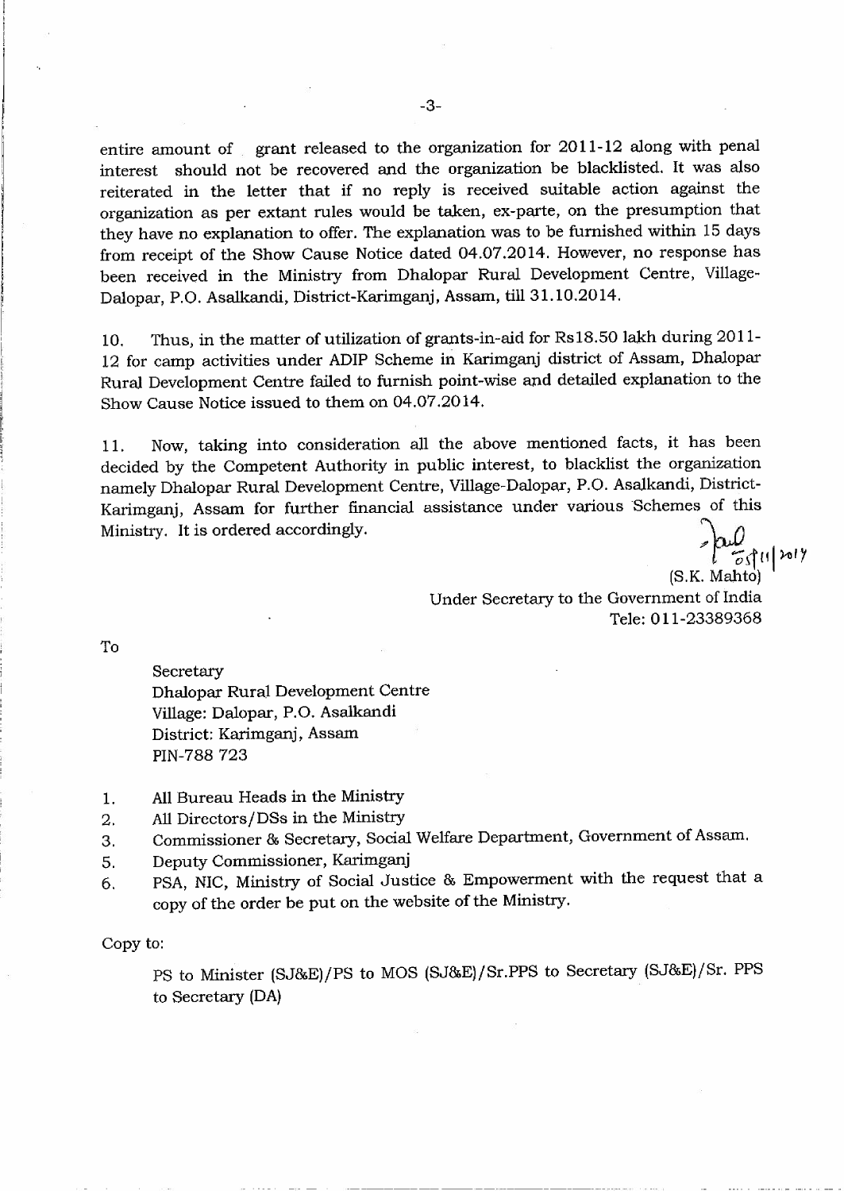entire amount of grant released to the organization for 2011-12 along with penal interest should not be recovered and the organization be blacklisted. It was also reiterated in the letter that if no reply is received suitable action against the organization as per extant rules would be taken, ex-parte, on the presumption that they have no explanation to offer. The explanation was to be furnished within 15 days from receipt of the Show Cause Notice dated 04.07.2014. However, no response has been received in the Ministry from Dhalopar Rural Development Centre, Village-Dalopar, P.O. Asalkandi, District-Karimganj, Assam, till 31.10.2014.

10. Thus, in the matter of utilization of grants-in-aid for Rs18.50 lakh during 2011-12 for camp activities under ADIP Scheme in Karimganj district of Assam, Dhalopar Rural Development Centre failed to furnish point-wise and detailed explanation to the Show Cause Notice issued to them on 04.07.2014.

11. Now, taking into consideration all the above mentioned facts, it has been decided by the Competent Authority in public interest, to blacklist the organization namely Dhalopar Rural Development Centre, Village-Dalopar, P.O. Asalkandi, District-Karimganj, Assam for further financial assistance under various Schemes of this Ministry. It is ordered accordingly.

05/11/2014

(S.K. Mahto)
Under Secretary to the Government of India
Tele: 011-23389368

To

Secretary
Dhalopar Rural Development Centre
Village: Dalopar, P.O. Asalkandi
District: Karimganj, Assam
PIN-788 723

1. All Bureau Heads in the Ministry
2. All Directors/DSs in the Ministry
3. Commissioner & Secretary, Social Welfare Department, Government of Assam.
5. Deputy Commissioner, Karimganj
6. PSA, NIC, Ministry of Social Justice & Empowerment with the request that a copy of the order be put on the website of the Ministry.

Copy to:

PS to Minister (SJ&E)/PS to MOS (SJ&E)/Sr.PPS to Secretary (SJ&E)/Sr. PPS to Secretary (DA)